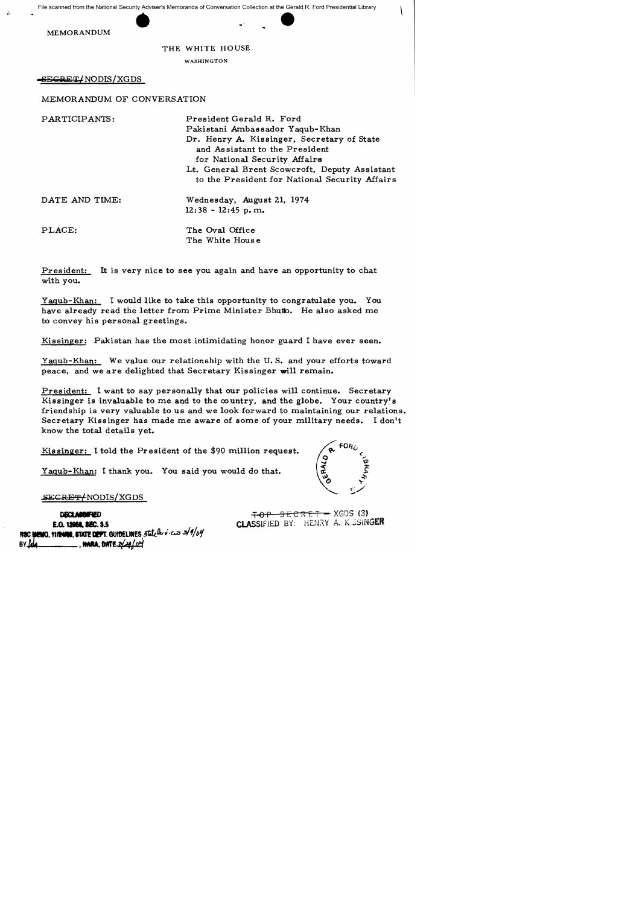File scanned from the National Security Adviser's Memoranda of Conversation Collection at the Gerald R. Ford Presidential Library

MEMORANDUM

THE WHITE HOUSE

WASHINGTON

~~SECRET~~/NODIS/XGDS

MEMORANDUM OF CONVERSATION

PARTICIPANTS: President Gerald R. Ford
Pakistani Ambassador Yaqub-Khan
Dr. Henry A. Kissinger, Secretary of State and Assistant to the President for National Security Affairs
Lt. General Brent Scowcroft, Deputy Assistant to the President for National Security Affairs

DATE AND TIME: Wednesday, August 21, 1974
12:38 - 12:45 p.m.

PLACE: The Oval Office
The White House

President: It is very nice to see you again and have an opportunity to chat with you.

Yaqub-Khan: I would like to take this opportunity to congratulate you. You have already read the letter from Prime Minister Bhutto. He also asked me to convey his personal greetings.

Kissinger: Pakistan has the most intimidating honor guard I have ever seen.

Yaqub-Khan: We value our relationship with the U.S. and your efforts toward peace, and we are delighted that Secretary Kissinger will remain.

President: I want to say personally that our policies will continue. Secretary Kissinger is invaluable to me and to the country, and the globe. Your country's friendship is very valuable to us and we look forward to maintaining our relations. Secretary Kissinger has made me aware of some of your military needs. I don't know the total details yet.

Kissinger: I told the President of the $90 million request.

Yaqub-Khan: I thank you. You said you would do that.

~~SECRET~~/NODIS/XGDS

DECLASSIFIED
E.O. 12958, SEC. 3.5
NSC MEMO, 11/24/98, STATE DEPT. GUIDELINES State Review 3/9/04
BY ____, NARA, DATE 3/24/04

~~TOP SECRET~~ XGDS (3)
CLASSIFIED BY: HENRY A. KISSINGER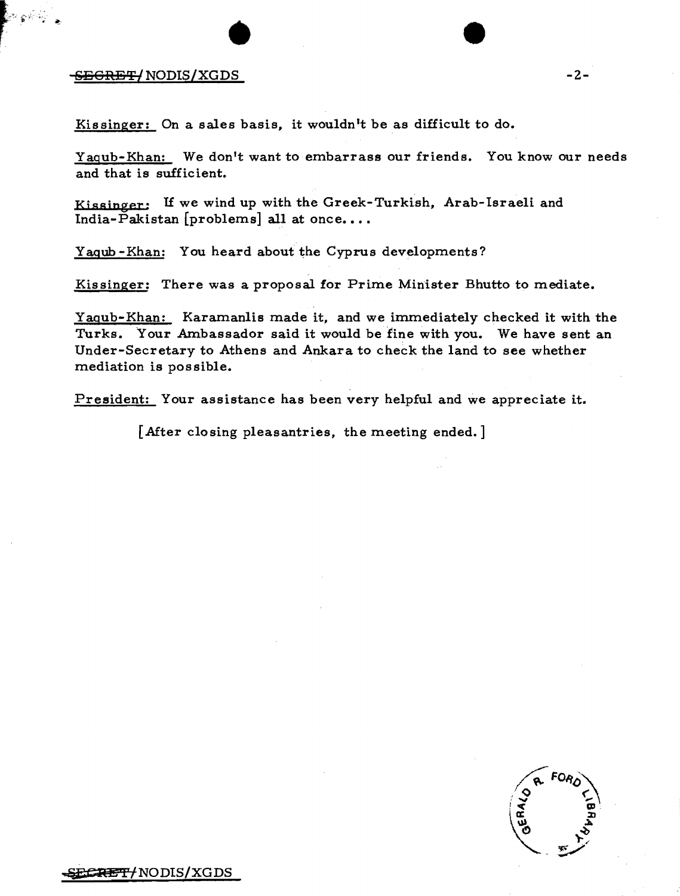Kissinger: On a sales basis, it wouldn't be as difficult to do.

Yaqub-Khan: We don't want to embarrass our friends. You know our needs and that is sufficient.

Kissinger: If we wind up with the Greek-Turkish, Arab-Israeli and India-Pakistan [problems] all at once....

Yaqub-Khan: You heard about the Cyprus developments?

Kissinger: There was a proposal for Prime Minister Bhutto to mediate.

Yaqub-Khan: Karamanlis made it, and we immediately checked it with the Turks. Your Ambassador said it would be fine with you. We have sent an Under-Secretary to Athens and Ankara to check the land to see whether mediation is possible.

President: Your assistance has been very helpful and we appreciate it.

[After closing pleasantries, the meeting ended.]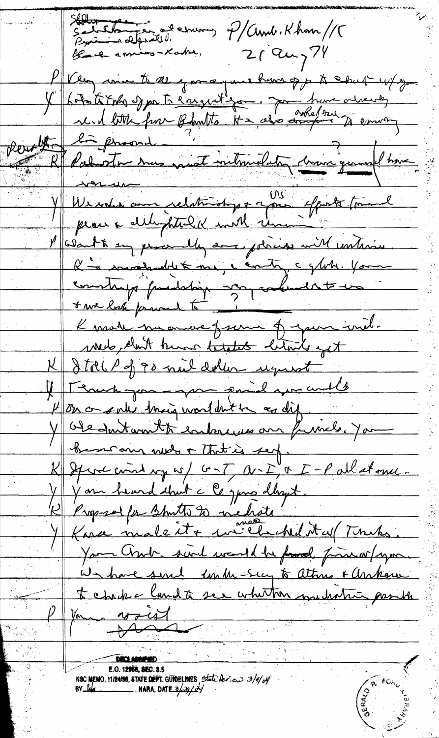Scowcroft
Sahabzada Yaqub-Khan

Ambassador P/Amb. Khan //K
Pakistan

Blair [?] —Kaiser. 21 Aug 74

P | Very nice to see you again. I have opp to chat w/ you
Y | I brought you greetings [?] Pakistan. You have already
| read letter from Bhutto. He also asked me to convey
Death of | his personal [?]
K | Pakistan has not intimidated [?]
| [?]
Y | We value our relationship & your US efforts toward
| peace & delighted K will remain.
P | Want to say personally our policies will continue.
| K is invaluable to me, & country & globe. Your
| country's friendship very valuable to us
| & we look forward to [?]
| K made no move [?] of your visit.
| [?], don't know [?] [?] yet
K | DTRC P of 90 mil dollar request
Y | Touch you—you said you would
P | On a sale thing wouldn't be as dif.
Y | We don't want to embarrass our friends. You
| know our needs & that is it.
K | Spent much of [?] w/ G-T, A-I, & I-P all at once.
Y | You heard that c Pres. Blynt.
K | Proposal for Bhutto to mediate
Y | Kara made it & we checked it w/ Turks.
| Your Amb. said would be favored [?]
| We have sent [?] to Athens & Ankara
| to check the land to see whether mediation possible
P | Your visit